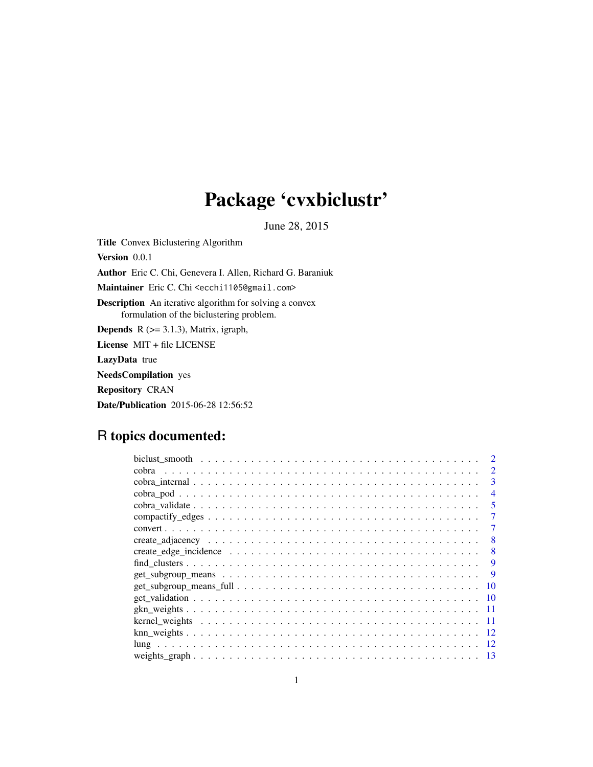# Package 'cvxbiclustr'

June 28, 2015

**Title** Convex Biclustering Algorithm

**Version** 0.0.1

**Author** Eric C. Chi, Genevera I. Allen, Richard G. Baraniuk

**Maintainer** Eric C. Chi <ecchi1105@gmail.com>

**Description** An iterative algorithm for solving a convex formulation of the biclustering problem.

**Depends** R (>= 3.1.3), Matrix, igraph,

**License** MIT + file LICENSE

**LazyData** true

**NeedsCompilation** yes

**Repository** CRAN

**Date/Publication** 2015-06-28 12:56:52

## R topics documented:

- biclust_smooth . . . . . . . . . . . . . . . . . . . . . . . . . . . . . . . . . . . . . . . 2
- cobra . . . . . . . . . . . . . . . . . . . . . . . . . . . . . . . . . . . . . . . . . . . . . 2
- cobra_internal . . . . . . . . . . . . . . . . . . . . . . . . . . . . . . . . . . . . . . . 3
- cobra_pod . . . . . . . . . . . . . . . . . . . . . . . . . . . . . . . . . . . . . . . . . . 4
- cobra_validate . . . . . . . . . . . . . . . . . . . . . . . . . . . . . . . . . . . . . . . 5
- compactify_edges . . . . . . . . . . . . . . . . . . . . . . . . . . . . . . . . . . . . . 7
- convert . . . . . . . . . . . . . . . . . . . . . . . . . . . . . . . . . . . . . . . . . . . 7
- create_adjacency . . . . . . . . . . . . . . . . . . . . . . . . . . . . . . . . . . . . . 8
- create_edge_incidence . . . . . . . . . . . . . . . . . . . . . . . . . . . . . . . . . . 8
- find_clusters . . . . . . . . . . . . . . . . . . . . . . . . . . . . . . . . . . . . . . . . 9
- get_subgroup_means . . . . . . . . . . . . . . . . . . . . . . . . . . . . . . . . . . . 9
- get_subgroup_means_full . . . . . . . . . . . . . . . . . . . . . . . . . . . . . . . . 10
- get_validation . . . . . . . . . . . . . . . . . . . . . . . . . . . . . . . . . . . . . . . 10
- gkn_weights . . . . . . . . . . . . . . . . . . . . . . . . . . . . . . . . . . . . . . . . 11
- kernel_weights . . . . . . . . . . . . . . . . . . . . . . . . . . . . . . . . . . . . . . 11
- knn_weights . . . . . . . . . . . . . . . . . . . . . . . . . . . . . . . . . . . . . . . . 12
- lung . . . . . . . . . . . . . . . . . . . . . . . . . . . . . . . . . . . . . . . . . . . . . 12
- weights_graph . . . . . . . . . . . . . . . . . . . . . . . . . . . . . . . . . . . . . . . 13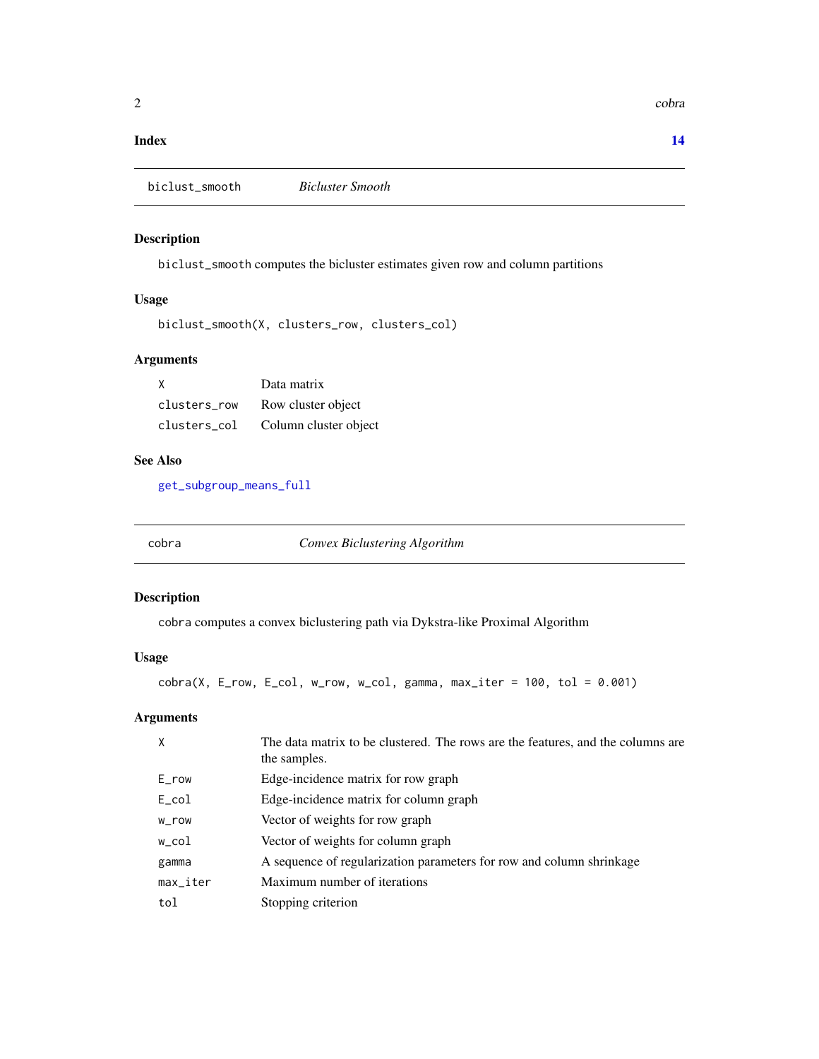**Index** **14**

## biclust_smooth *Bicluster Smooth*

### Description

`biclust_smooth` computes the bicluster estimates given row and column partitions

### Usage

```
biclust_smooth(X, clusters_row, clusters_col)
```

### Arguments

| | |
|---|---|
| `X` | Data matrix |
| `clusters_row` | Row cluster object |
| `clusters_col` | Column cluster object |

### See Also

`get_subgroup_means_full`

## cobra *Convex Biclustering Algorithm*

### Description

`cobra` computes a convex biclustering path via Dykstra-like Proximal Algorithm

### Usage

```
cobra(X, E_row, E_col, w_row, w_col, gamma, max_iter = 100, tol = 0.001)
```

### Arguments

| | |
|---|---|
| `X` | The data matrix to be clustered. The rows are the features, and the columns are the samples. |
| `E_row` | Edge-incidence matrix for row graph |
| `E_col` | Edge-incidence matrix for column graph |
| `w_row` | Vector of weights for row graph |
| `w_col` | Vector of weights for column graph |
| `gamma` | A sequence of regularization parameters for row and column shrinkage |
| `max_iter` | Maximum number of iterations |
| `tol` | Stopping criterion |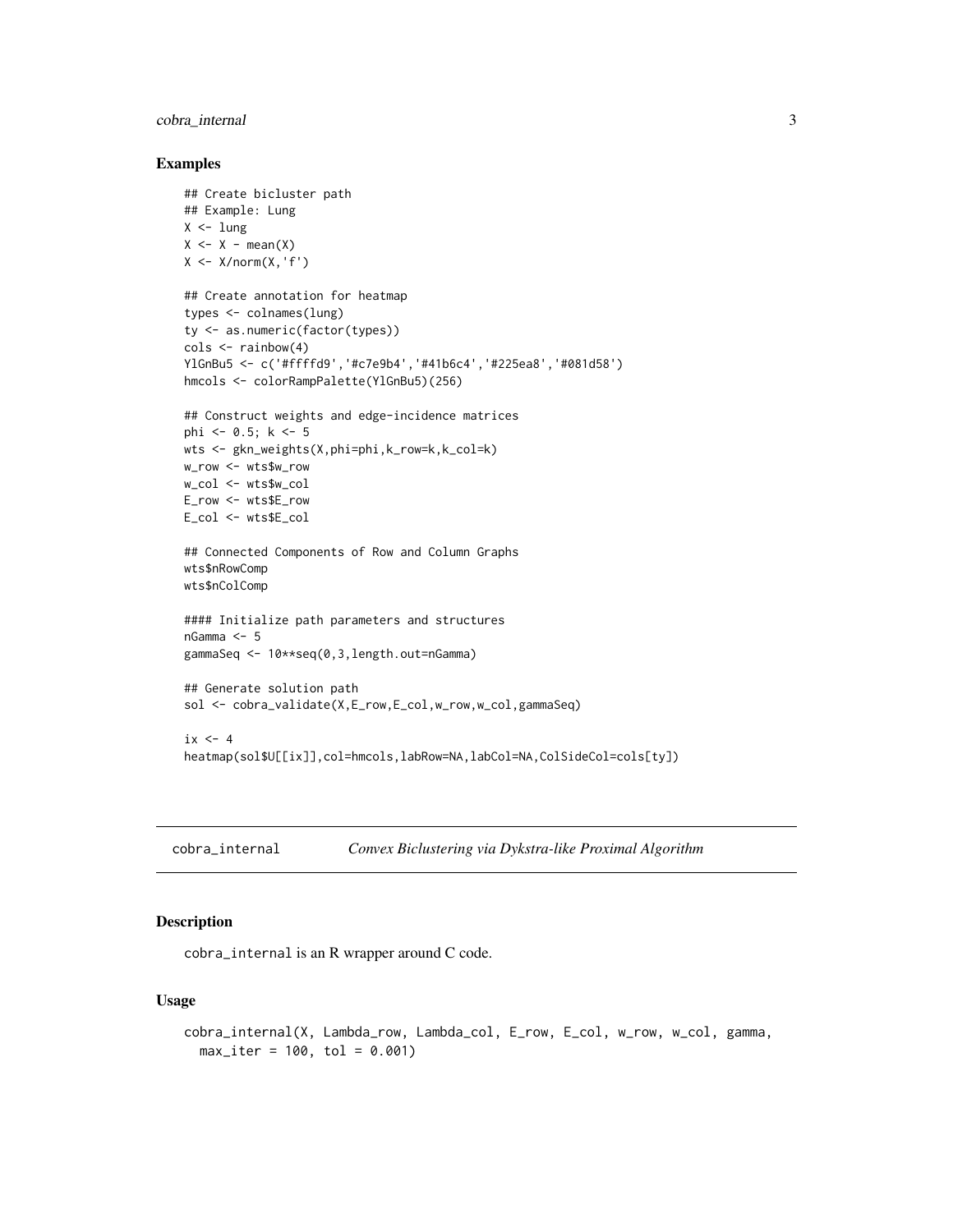## Examples

```
## Create bicluster path
## Example: Lung
X <- lung
X <- X - mean(X)
X <- X/norm(X,'f')

## Create annotation for heatmap
types <- colnames(lung)
ty <- as.numeric(factor(types))
cols <- rainbow(4)
YlGnBu5 <- c('#ffffd9','#c7e9b4','#41b6c4','#225ea8','#081d58')
hmcols <- colorRampPalette(YlGnBu5)(256)

## Construct weights and edge-incidence matrices
phi <- 0.5; k <- 5
wts <- gkn_weights(X,phi=phi,k_row=k,k_col=k)
w_row <- wts$w_row
w_col <- wts$w_col
E_row <- wts$E_row
E_col <- wts$E_col

## Connected Components of Row and Column Graphs
wts$nRowComp
wts$nColComp

#### Initialize path parameters and structures
nGamma <- 5
gammaSeq <- 10**seq(0,3,length.out=nGamma)

## Generate solution path
sol <- cobra_validate(X,E_row,E_col,w_row,w_col,gammaSeq)

ix <- 4
heatmap(sol$U[[ix]],col=hmcols,labRow=NA,labCol=NA,ColSideCol=cols[ty])
```

---

# cobra_internal — *Convex Biclustering via Dykstra-like Proximal Algorithm*

---

## Description

cobra_internal is an R wrapper around C code.

## Usage

```
cobra_internal(X, Lambda_row, Lambda_col, E_row, E_col, w_row, w_col, gamma,
  max_iter = 100, tol = 0.001)
```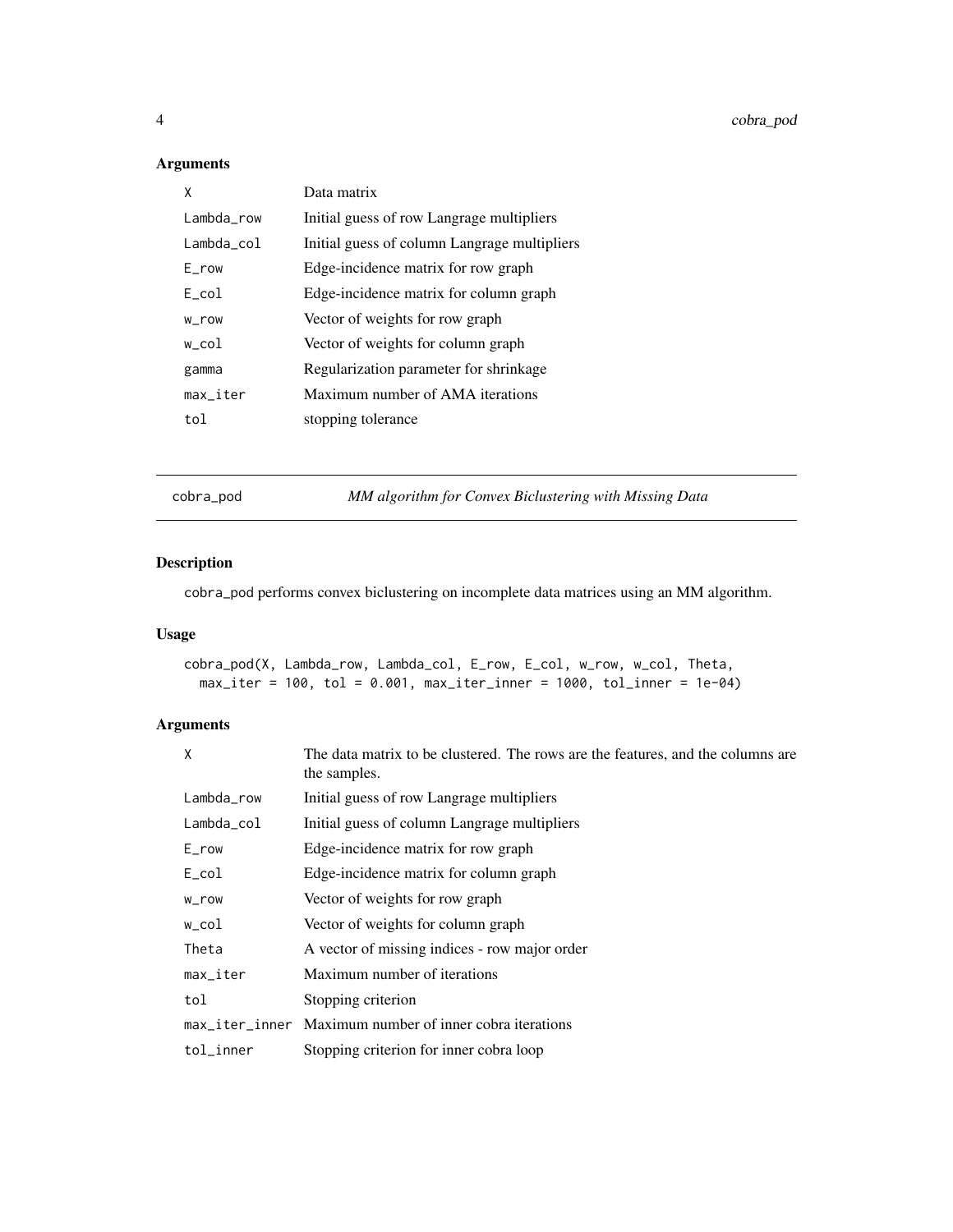## Arguments

| | |
|---|---|
| X | Data matrix |
| Lambda_row | Initial guess of row Langrage multipliers |
| Lambda_col | Initial guess of column Langrage multipliers |
| E_row | Edge-incidence matrix for row graph |
| E_col | Edge-incidence matrix for column graph |
| w_row | Vector of weights for row graph |
| w_col | Vector of weights for column graph |
| gamma | Regularization parameter for shrinkage |
| max_iter | Maximum number of AMA iterations |
| tol | stopping tolerance |

---

# cobra_pod — *MM algorithm for Convex Biclustering with Missing Data*

---

## Description

cobra_pod performs convex biclustering on incomplete data matrices using an MM algorithm.

## Usage

```
cobra_pod(X, Lambda_row, Lambda_col, E_row, E_col, w_row, w_col, Theta,
  max_iter = 100, tol = 0.001, max_iter_inner = 1000, tol_inner = 1e-04)
```

## Arguments

| | |
|---|---|
| X | The data matrix to be clustered. The rows are the features, and the columns are the samples. |
| Lambda_row | Initial guess of row Langrage multipliers |
| Lambda_col | Initial guess of column Langrage multipliers |
| E_row | Edge-incidence matrix for row graph |
| E_col | Edge-incidence matrix for column graph |
| w_row | Vector of weights for row graph |
| w_col | Vector of weights for column graph |
| Theta | A vector of missing indices - row major order |
| max_iter | Maximum number of iterations |
| tol | Stopping criterion |
| max_iter_inner | Maximum number of inner cobra iterations |
| tol_inner | Stopping criterion for inner cobra loop |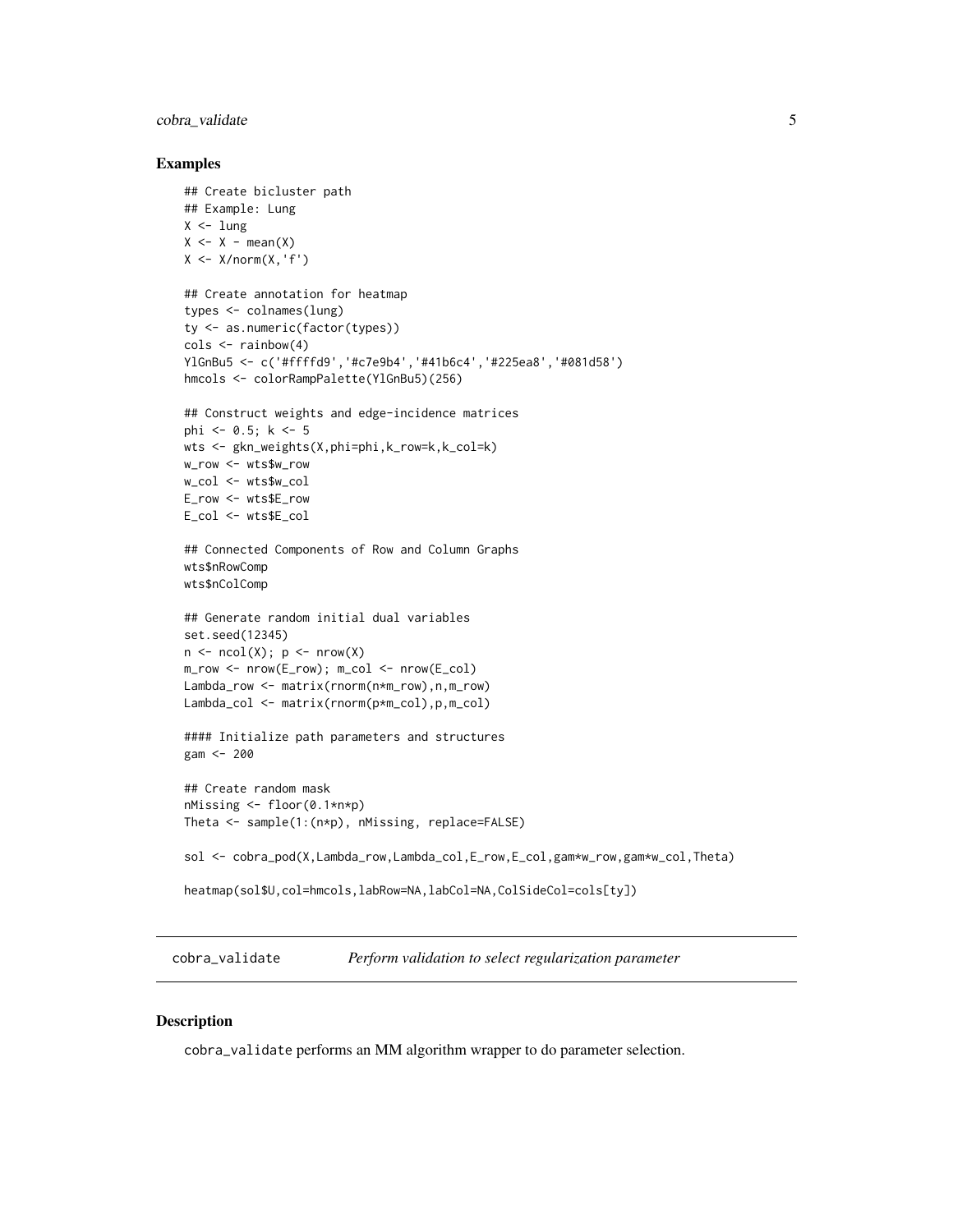### Examples

```
## Create bicluster path
## Example: Lung
X <- lung
X <- X - mean(X)
X <- X/norm(X,'f')

## Create annotation for heatmap
types <- colnames(lung)
ty <- as.numeric(factor(types))
cols <- rainbow(4)
YlGnBu5 <- c('#ffffd9','#c7e9b4','#41b6c4','#225ea8','#081d58')
hmcols <- colorRampPalette(YlGnBu5)(256)

## Construct weights and edge-incidence matrices
phi <- 0.5; k <- 5
wts <- gkn_weights(X,phi=phi,k_row=k,k_col=k)
w_row <- wts$w_row
w_col <- wts$w_col
E_row <- wts$E_row
E_col <- wts$E_col

## Connected Components of Row and Column Graphs
wts$nRowComp
wts$nColComp

## Generate random initial dual variables
set.seed(12345)
n <- ncol(X); p <- nrow(X)
m_row <- nrow(E_row); m_col <- nrow(E_col)
Lambda_row <- matrix(rnorm(n*m_row),n,m_row)
Lambda_col <- matrix(rnorm(p*m_col),p,m_col)

#### Initialize path parameters and structures
gam <- 200

## Create random mask
nMissing <- floor(0.1*n*p)
Theta <- sample(1:(n*p), nMissing, replace=FALSE)

sol <- cobra_pod(X,Lambda_row,Lambda_col,E_row,E_col,gam*w_row,gam*w_col,Theta)

heatmap(sol$U,col=hmcols,labRow=NA,labCol=NA,ColSideCol=cols[ty])
```

---

## cobra_validate &nbsp;&nbsp;&nbsp; *Perform validation to select regularization parameter*

---

### Description

cobra_validate performs an MM algorithm wrapper to do parameter selection.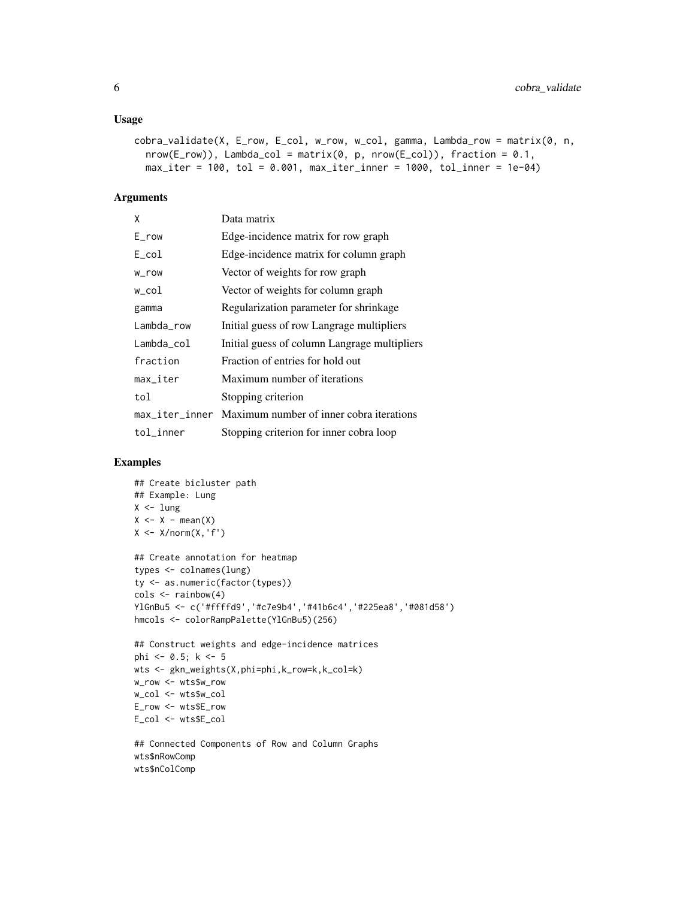### Usage

```
cobra_validate(X, E_row, E_col, w_row, w_col, gamma, Lambda_row = matrix(0, n,
  nrow(E_row)), Lambda_col = matrix(0, p, nrow(E_col)), fraction = 0.1,
  max_iter = 100, tol = 0.001, max_iter_inner = 1000, tol_inner = 1e-04)
```

### Arguments

| | |
|---|---|
| X | Data matrix |
| E_row | Edge-incidence matrix for row graph |
| E_col | Edge-incidence matrix for column graph |
| w_row | Vector of weights for row graph |
| w_col | Vector of weights for column graph |
| gamma | Regularization parameter for shrinkage |
| Lambda_row | Initial guess of row Langrage multipliers |
| Lambda_col | Initial guess of column Langrage multipliers |
| fraction | Fraction of entries for hold out |
| max_iter | Maximum number of iterations |
| tol | Stopping criterion |
| max_iter_inner | Maximum number of inner cobra iterations |
| tol_inner | Stopping criterion for inner cobra loop |

### Examples

```
## Create bicluster path
## Example: Lung
X <- lung
X <- X - mean(X)
X <- X/norm(X,'f')

## Create annotation for heatmap
types <- colnames(lung)
ty <- as.numeric(factor(types))
cols <- rainbow(4)
YlGnBu5 <- c('#ffffd9','#c7e9b4','#41b6c4','#225ea8','#081d58')
hmcols <- colorRampPalette(YlGnBu5)(256)

## Construct weights and edge-incidence matrices
phi <- 0.5; k <- 5
wts <- gkn_weights(X,phi=phi,k_row=k,k_col=k)
w_row <- wts$w_row
w_col <- wts$w_col
E_row <- wts$E_row
E_col <- wts$E_col

## Connected Components of Row and Column Graphs
wts$nRowComp
wts$nColComp
```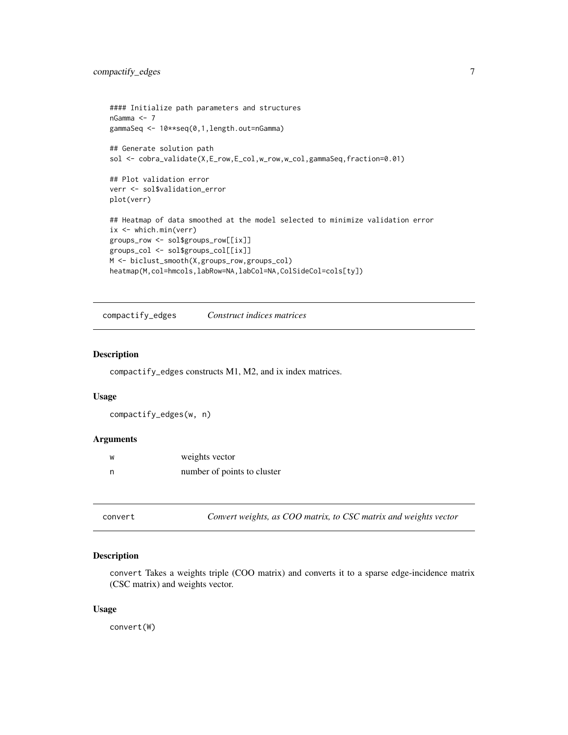```
#### Initialize path parameters and structures
nGamma <- 7
gammaSeq <- 10**seq(0,1,length.out=nGamma)

## Generate solution path
sol <- cobra_validate(X,E_row,E_col,w_row,w_col,gammaSeq,fraction=0.01)

## Plot validation error
verr <- sol$validation_error
plot(verr)

## Heatmap of data smoothed at the model selected to minimize validation error
ix <- which.min(verr)
groups_row <- sol$groups_row[[ix]]
groups_col <- sol$groups_col[[ix]]
M <- biclust_smooth(X,groups_row,groups_col)
heatmap(M,col=hmcols,labRow=NA,labCol=NA,ColSideCol=cols[ty])
```

## compactify_edges — *Construct indices matrices*

### Description

compactify_edges constructs M1, M2, and ix index matrices.

### Usage

```
compactify_edges(w, n)
```

### Arguments

| | |
|---|---|
| w | weights vector |
| n | number of points to cluster |

## convert — *Convert weights, as COO matrix, to CSC matrix and weights vector*

### Description

convert Takes a weights triple (COO matrix) and converts it to a sparse edge-incidence matrix (CSC matrix) and weights vector.

### Usage

```
convert(W)
```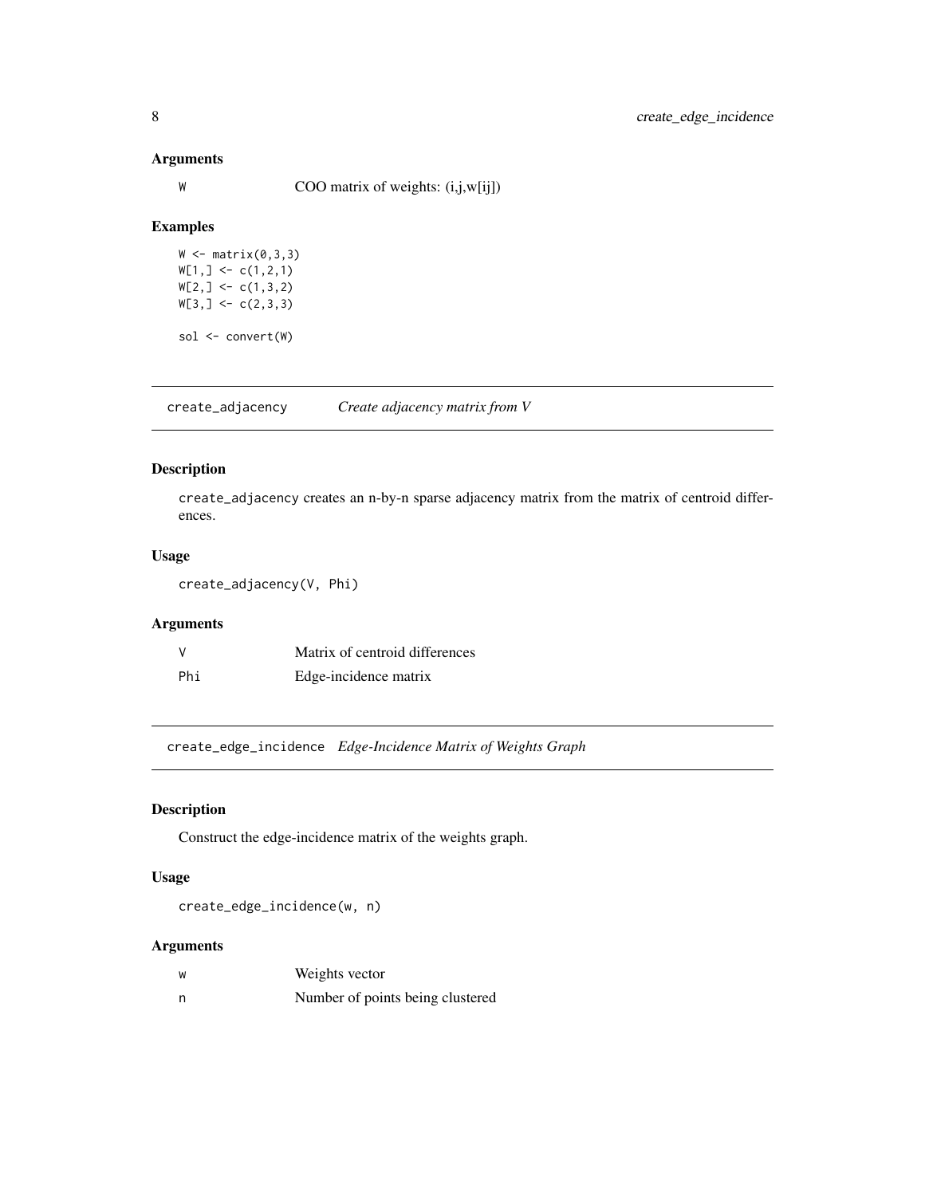### Arguments

| | |
|---|---|
| W | COO matrix of weights: (i,j,w[ij]) |

### Examples

```
W <- matrix(0,3,3)
W[1,] <- c(1,2,1)
W[2,] <- c(1,3,2)
W[3,] <- c(2,3,3)

sol <- convert(W)
```

---

## create_adjacency *Create adjacency matrix from V*

### Description

create_adjacency creates an n-by-n sparse adjacency matrix from the matrix of centroid differences.

### Usage

```
create_adjacency(V, Phi)
```

### Arguments

| | |
|---|---|
| V | Matrix of centroid differences |
| Phi | Edge-incidence matrix |

---

## create_edge_incidence *Edge-Incidence Matrix of Weights Graph*

### Description

Construct the edge-incidence matrix of the weights graph.

### Usage

```
create_edge_incidence(w, n)
```

### Arguments

| | |
|---|---|
| w | Weights vector |
| n | Number of points being clustered |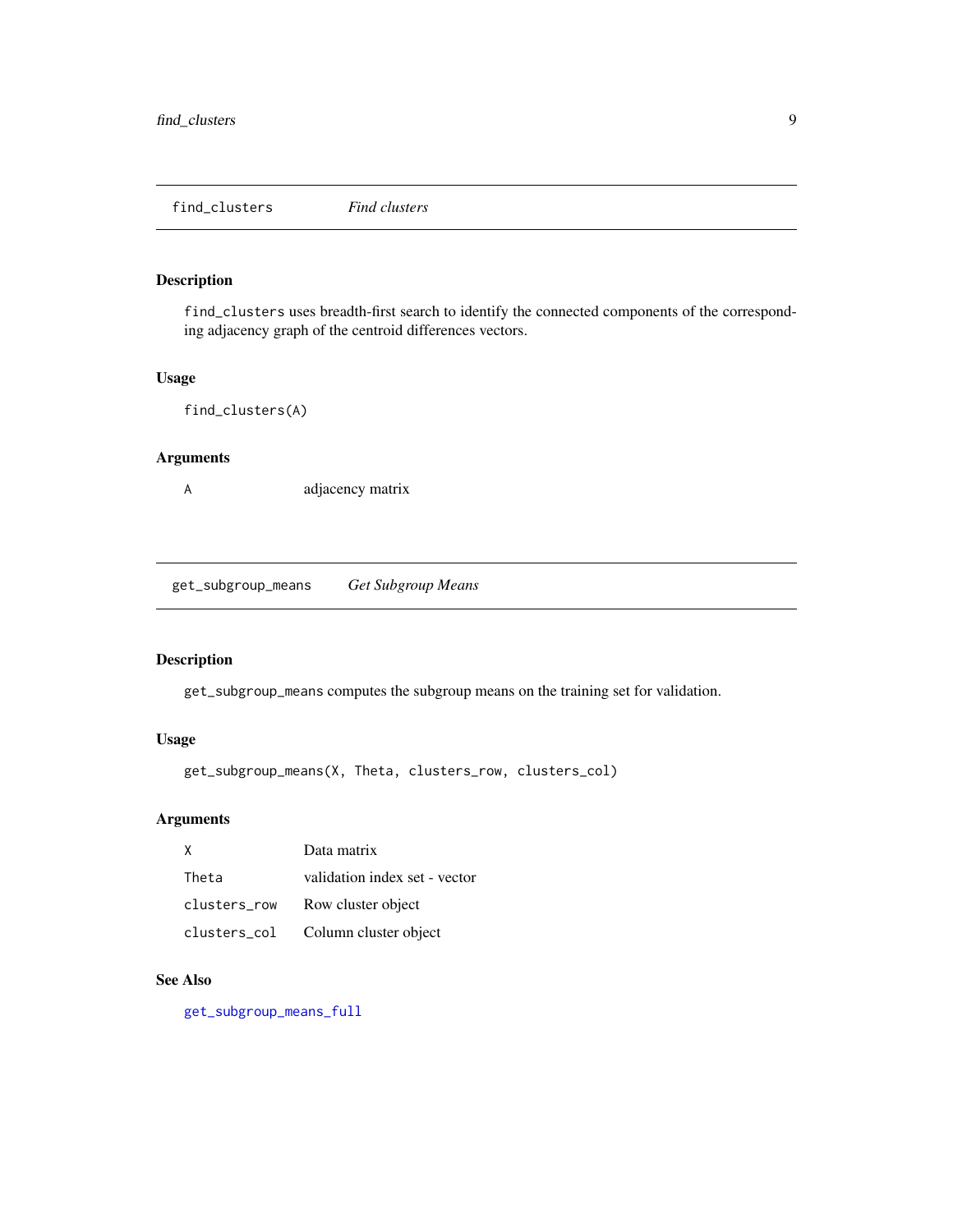## find_clusters — *Find clusters*

### Description

`find_clusters` uses breadth-first search to identify the connected components of the corresponding adjacency graph of the centroid differences vectors.

### Usage

```
find_clusters(A)
```

### Arguments

| | |
|---|---|
| `A` | adjacency matrix |

## get_subgroup_means — *Get Subgroup Means*

### Description

`get_subgroup_means` computes the subgroup means on the training set for validation.

### Usage

```
get_subgroup_means(X, Theta, clusters_row, clusters_col)
```

### Arguments

| | |
|---|---|
| `X` | Data matrix |
| `Theta` | validation index set - vector |
| `clusters_row` | Row cluster object |
| `clusters_col` | Column cluster object |

### See Also

`get_subgroup_means_full`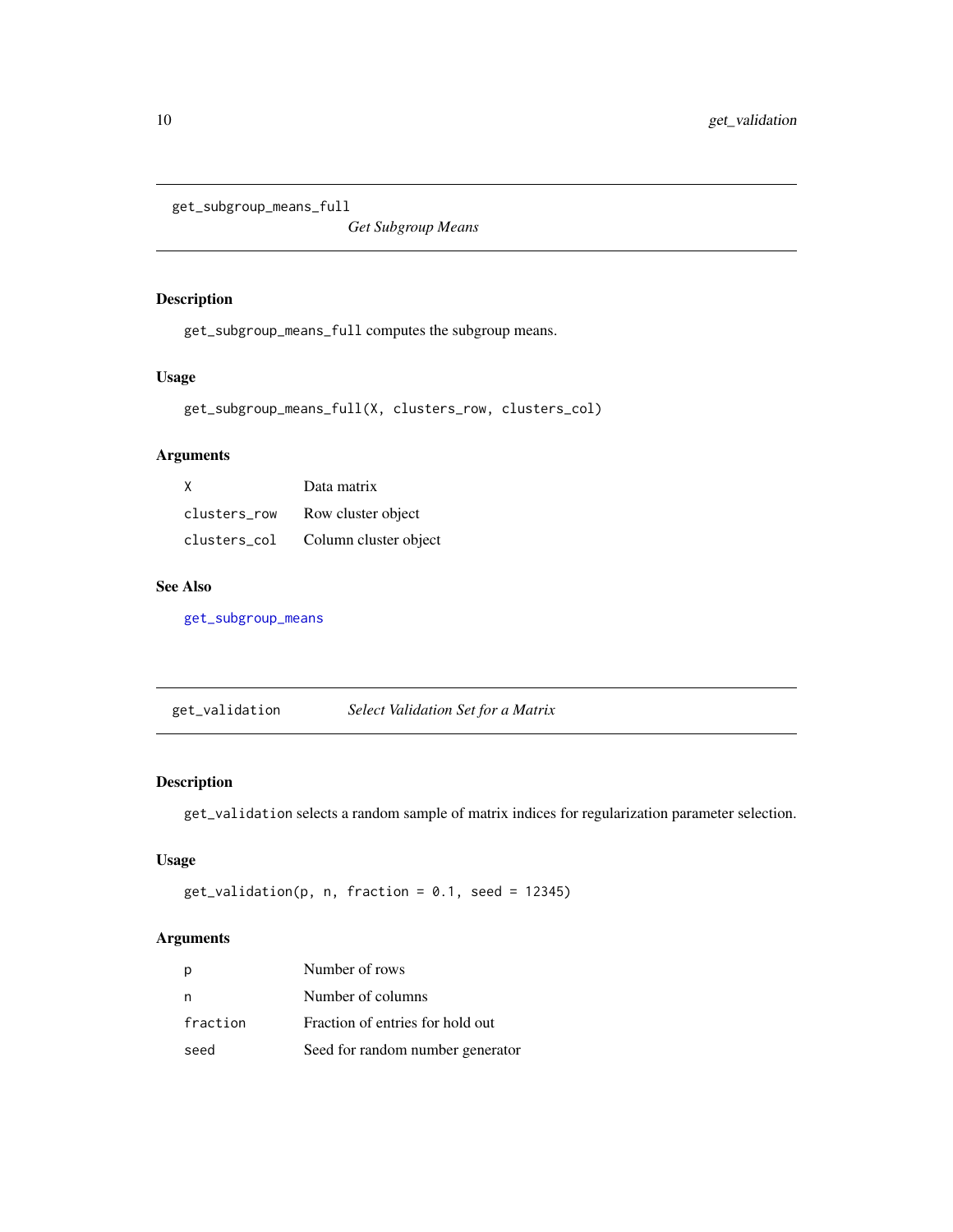## get_subgroup_means_full — *Get Subgroup Means*

### Description

`get_subgroup_means_full` computes the subgroup means.

### Usage

```
get_subgroup_means_full(X, clusters_row, clusters_col)
```

### Arguments

| | |
|---|---|
| `X` | Data matrix |
| `clusters_row` | Row cluster object |
| `clusters_col` | Column cluster object |

### See Also

`get_subgroup_means`

## get_validation — *Select Validation Set for a Matrix*

### Description

`get_validation` selects a random sample of matrix indices for regularization parameter selection.

### Usage

```
get_validation(p, n, fraction = 0.1, seed = 12345)
```

### Arguments

| | |
|---|---|
| `p` | Number of rows |
| `n` | Number of columns |
| `fraction` | Fraction of entries for hold out |
| `seed` | Seed for random number generator |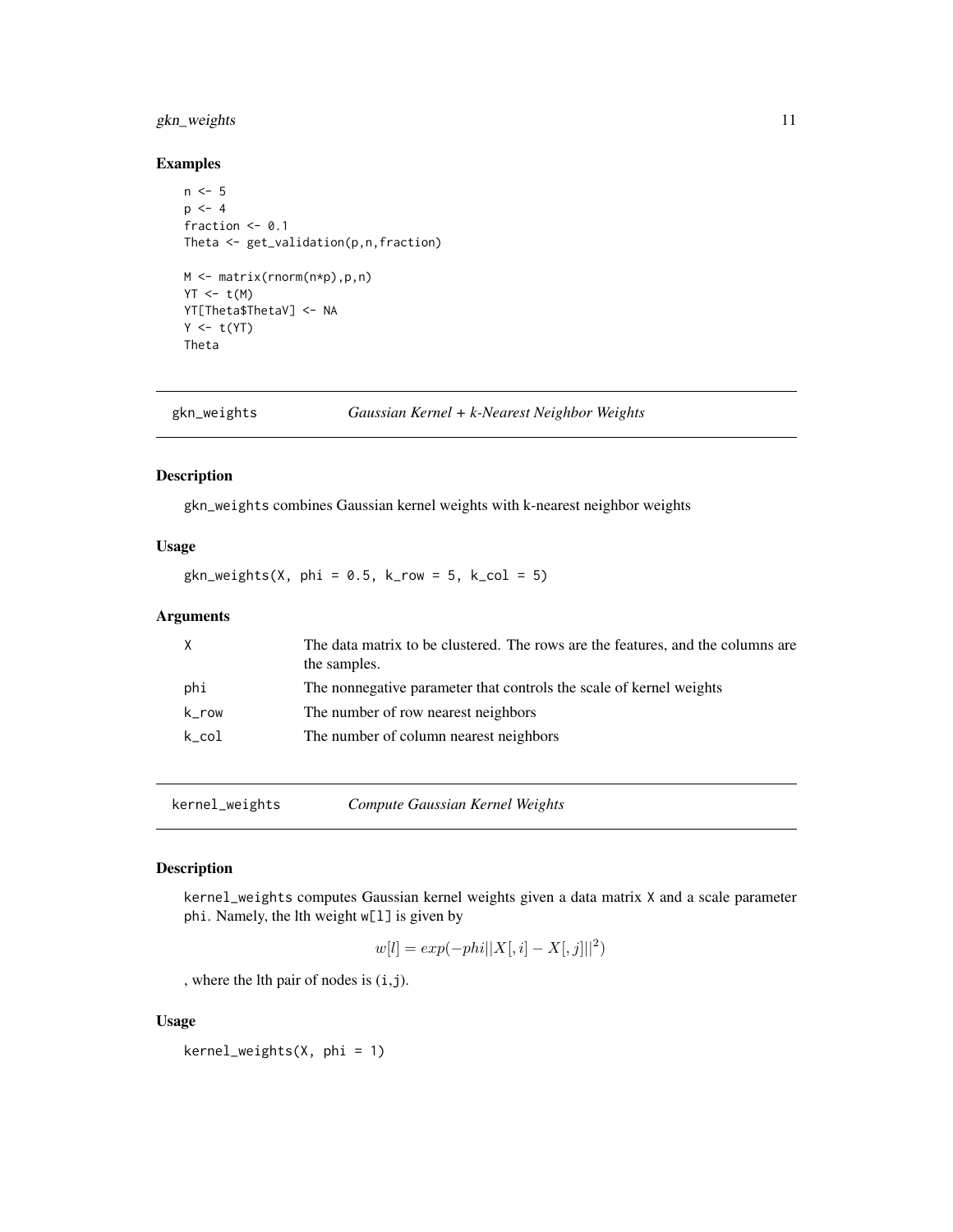## Examples

```
n <- 5
p <- 4
fraction <- 0.1
Theta <- get_validation(p,n,fraction)

M <- matrix(rnorm(n*p),p,n)
YT <- t(M)
YT[Theta$ThetaV] <- NA
Y <- t(YT)
Theta
```

---

# gkn_weights — *Gaussian Kernel + k-Nearest Neighbor Weights*

## Description

gkn_weights combines Gaussian kernel weights with k-nearest neighbor weights

## Usage

```
gkn_weights(X, phi = 0.5, k_row = 5, k_col = 5)
```

## Arguments

| | |
|---|---|
| X | The data matrix to be clustered. The rows are the features, and the columns are the samples. |
| phi | The nonnegative parameter that controls the scale of kernel weights |
| k_row | The number of row nearest neighbors |
| k_col | The number of column nearest neighbors |

---

# kernel_weights — *Compute Gaussian Kernel Weights*

## Description

kernel_weights computes Gaussian kernel weights given a data matrix X and a scale parameter phi. Namely, the lth weight w[l] is given by

$$w[l] = exp(-phi||X[,i] - X[,j]||^2)$$

, where the lth pair of nodes is (i,j).

## Usage

```
kernel_weights(X, phi = 1)
```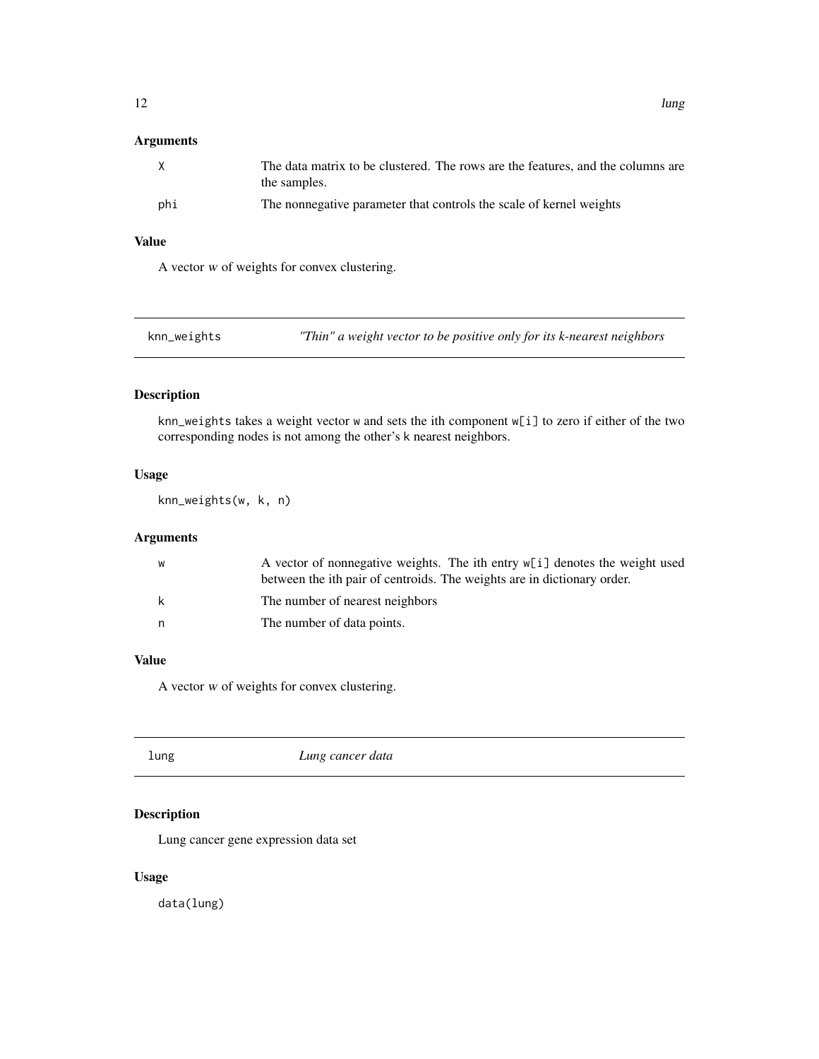## Arguments

| | |
|---|---|
| X | The data matrix to be clustered. The rows are the features, and the columns are the samples. |
| phi | The nonnegative parameter that controls the scale of kernel weights |

## Value

A vector *w* of weights for convex clustering.

---

# knn_weights — *"Thin" a weight vector to be positive only for its k-nearest neighbors*

## Description

knn_weights takes a weight vector w and sets the ith component w[i] to zero if either of the two corresponding nodes is not among the other's k nearest neighbors.

## Usage

```
knn_weights(w, k, n)
```

## Arguments

| | |
|---|---|
| w | A vector of nonnegative weights. The ith entry w[i] denotes the weight used between the ith pair of centroids. The weights are in dictionary order. |
| k | The number of nearest neighbors |
| n | The number of data points. |

## Value

A vector *w* of weights for convex clustering.

---

# lung — *Lung cancer data*

## Description

Lung cancer gene expression data set

## Usage

```
data(lung)
```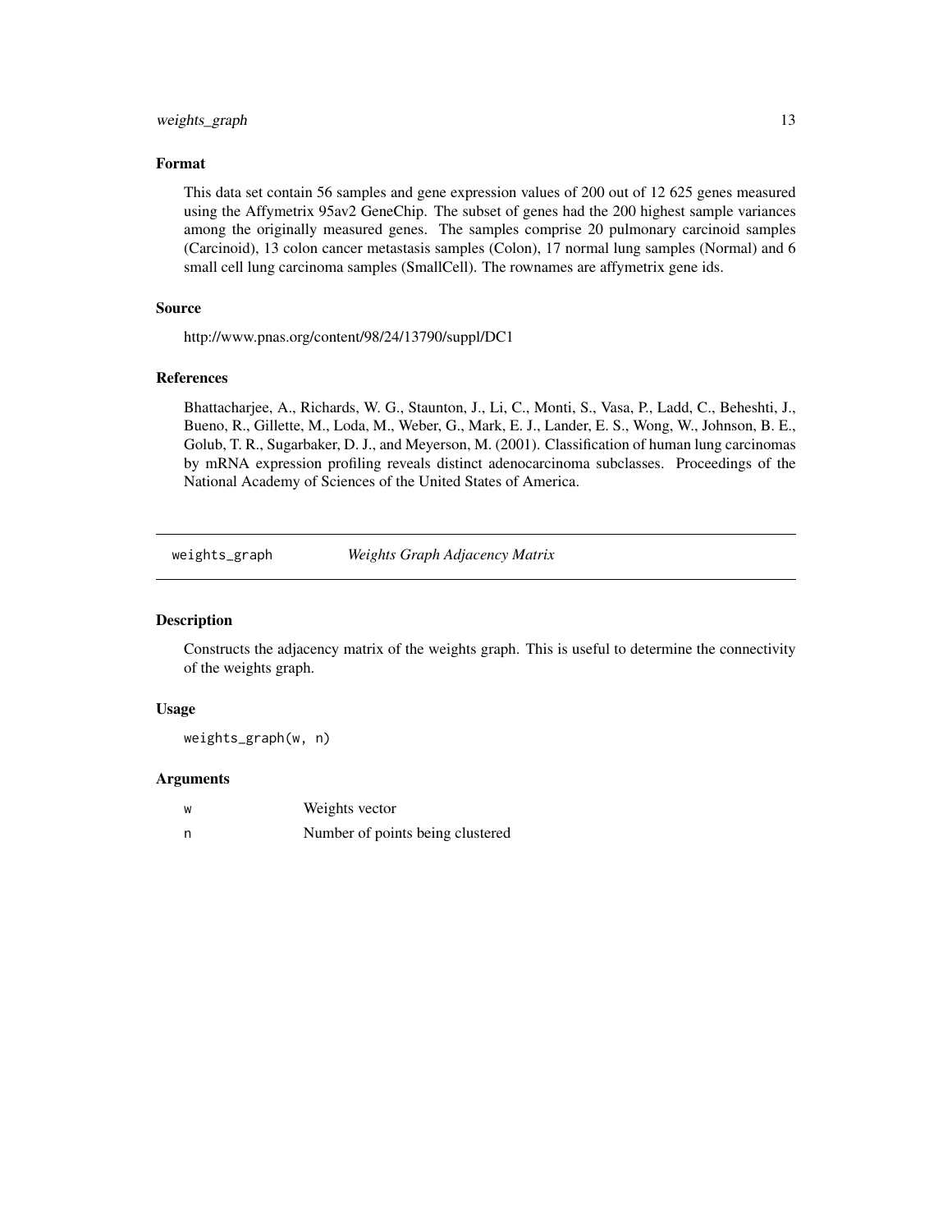### Format

This data set contain 56 samples and gene expression values of 200 out of 12 625 genes measured using the Affymetrix 95av2 GeneChip. The subset of genes had the 200 highest sample variances among the originally measured genes. The samples comprise 20 pulmonary carcinoid samples (Carcinoid), 13 colon cancer metastasis samples (Colon), 17 normal lung samples (Normal) and 6 small cell lung carcinoma samples (SmallCell). The rownames are affymetrix gene ids.

### Source

http://www.pnas.org/content/98/24/13790/suppl/DC1

### References

Bhattacharjee, A., Richards, W. G., Staunton, J., Li, C., Monti, S., Vasa, P., Ladd, C., Beheshti, J., Bueno, R., Gillette, M., Loda, M., Weber, G., Mark, E. J., Lander, E. S., Wong, W., Johnson, B. E., Golub, T. R., Sugarbaker, D. J., and Meyerson, M. (2001). Classification of human lung carcinomas by mRNA expression profiling reveals distinct adenocarcinoma subclasses. Proceedings of the National Academy of Sciences of the United States of America.

---

## weights_graph — *Weights Graph Adjacency Matrix*

---

### Description

Constructs the adjacency matrix of the weights graph. This is useful to determine the connectivity of the weights graph.

### Usage

```
weights_graph(w, n)
```

### Arguments

| | |
|---|---|
| w | Weights vector |
| n | Number of points being clustered |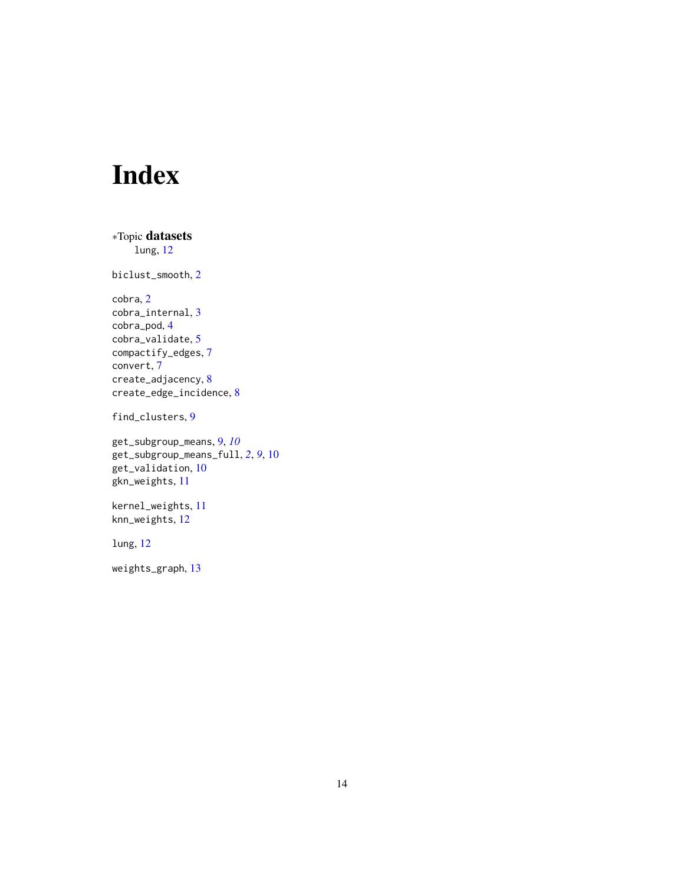# Index

*Topic **datasets**
    lung, 12

biclust_smooth, 2

cobra, 2
cobra_internal, 3
cobra_pod, 4
cobra_validate, 5
compactify_edges, 7
convert, 7
create_adjacency, 8
create_edge_incidence, 8

find_clusters, 9

get_subgroup_means, 9, *10*
get_subgroup_means_full, *2*, *9*, 10
get_validation, 10
gkn_weights, 11

kernel_weights, 11
knn_weights, 12

lung, 12

weights_graph, 13